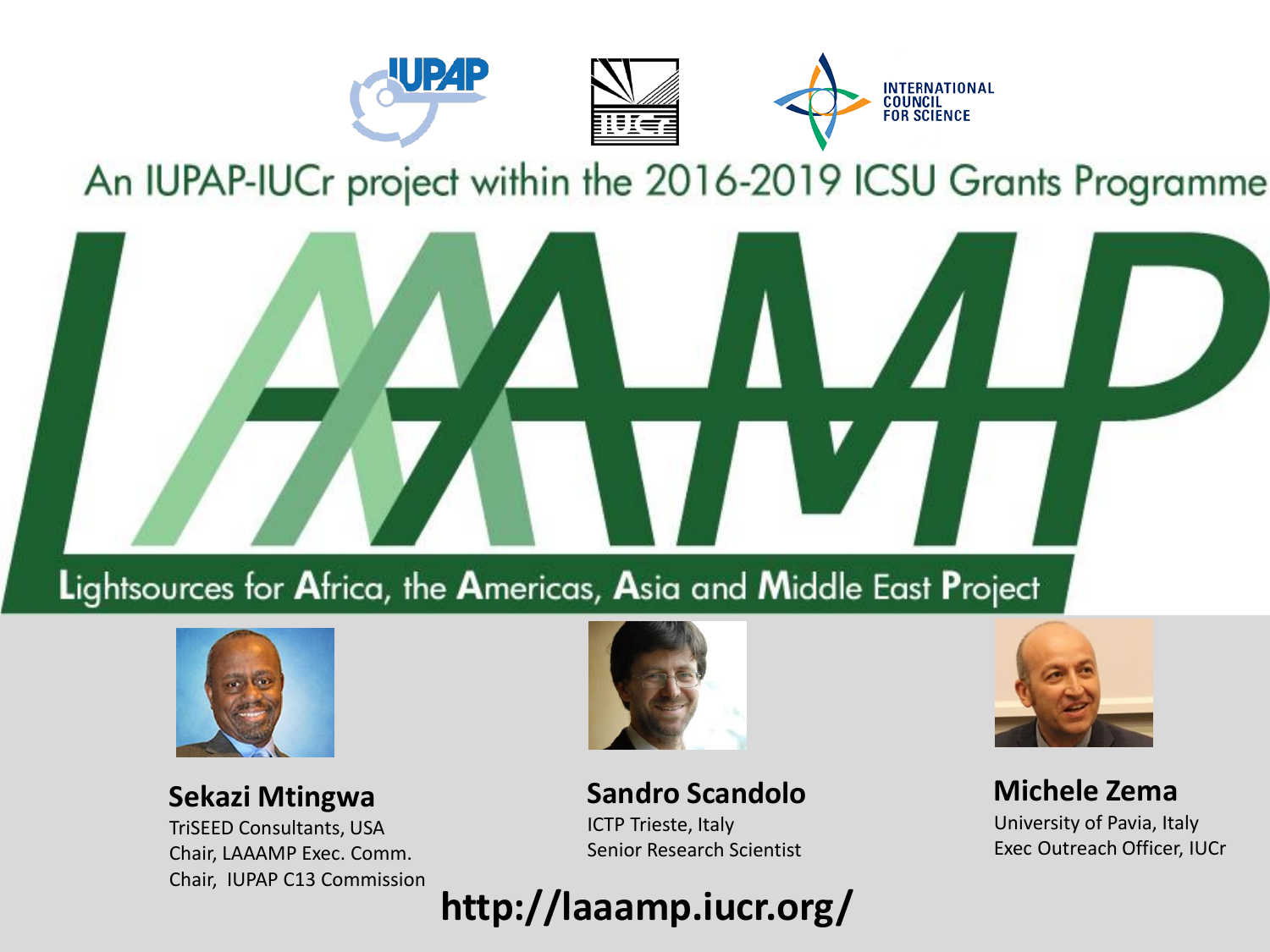IUPAP

IUCr

INTERNATIONAL COUNCIL FOR SCIENCE

An IUPAP-IUCr project within the 2016-2019 ICSU Grants Programme

# LAAAMP

Lightsources for Africa, the Americas, Asia and Middle East Project

**Sekazi Mtingwa**
TriSEED Consultants, USA
Chair, LAAAMP Exec. Comm.
Chair, IUPAP C13 Commission

**Sandro Scandolo**
ICTP Trieste, Italy
Senior Research Scientist

**Michele Zema**
University of Pavia, Italy
Exec Outreach Officer, IUCr

**http://laaamp.iucr.org/**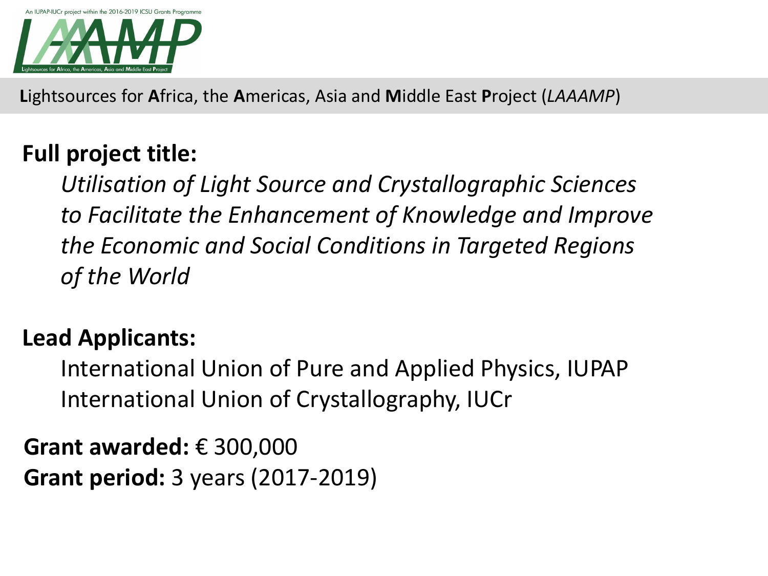An IUPAP-IUCr project within the 2016-2019 ICSU Grants Programme

LAAAMP

Lightsources for Africa, the Americas, Asia and Middle East Project

**L**ightsources for **A**frica, the **A**mericas, Asia and **M**iddle East **P**roject (*LAAAMP*)

**Full project title:**

*Utilisation of Light Source and Crystallographic Sciences to Facilitate the Enhancement of Knowledge and Improve the Economic and Social Conditions in Targeted Regions of the World*

**Lead Applicants:**

International Union of Pure and Applied Physics, IUPAP
International Union of Crystallography, IUCr

**Grant awarded:** € 300,000
**Grant period:** 3 years (2017-2019)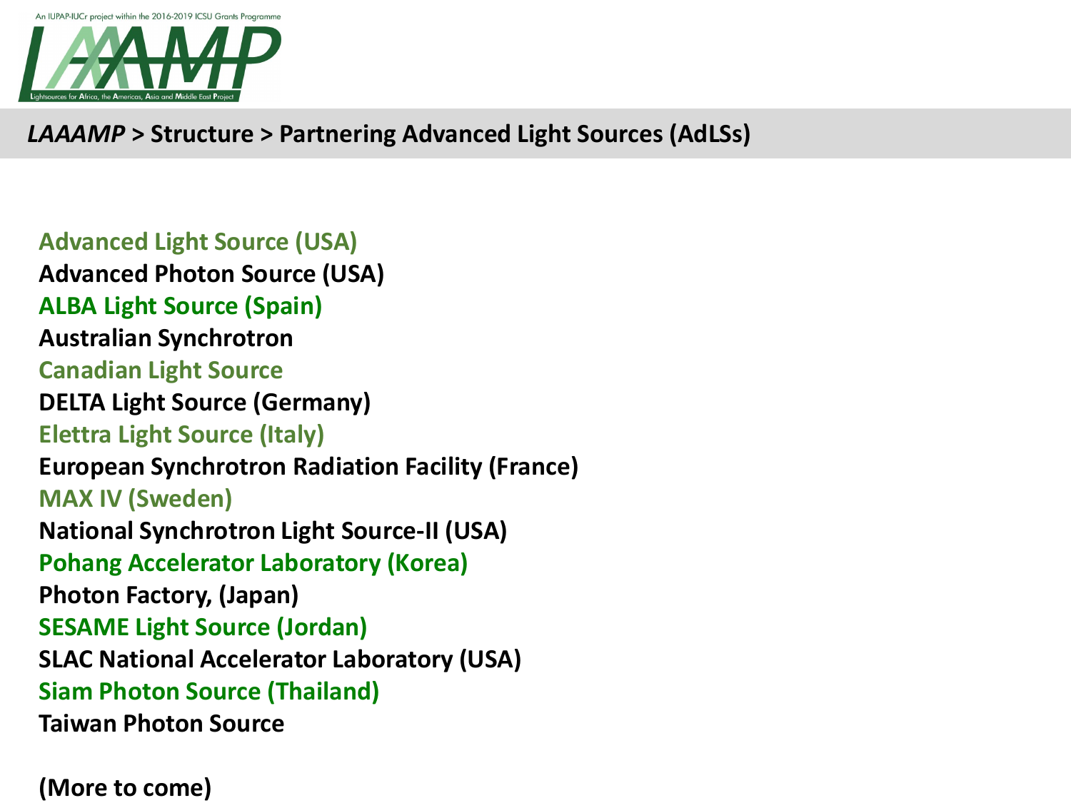## *LAAAMP* > Structure > Partnering Advanced Light Sources (AdLSs)

**Advanced Light Source (USA)**
**Advanced Photon Source (USA)**
**ALBA Light Source (Spain)**
**Australian Synchrotron**
**Canadian Light Source**
**DELTA Light Source (Germany)**
**Elettra Light Source (Italy)**
**European Synchrotron Radiation Facility (France)**
**MAX IV (Sweden)**
**National Synchrotron Light Source-II (USA)**
**Pohang Accelerator Laboratory (Korea)**
**Photon Factory, (Japan)**
**SESAME Light Source (Jordan)**
**SLAC National Accelerator Laboratory (USA)**
**Siam Photon Source (Thailand)**
**Taiwan Photon Source**

**(More to come)**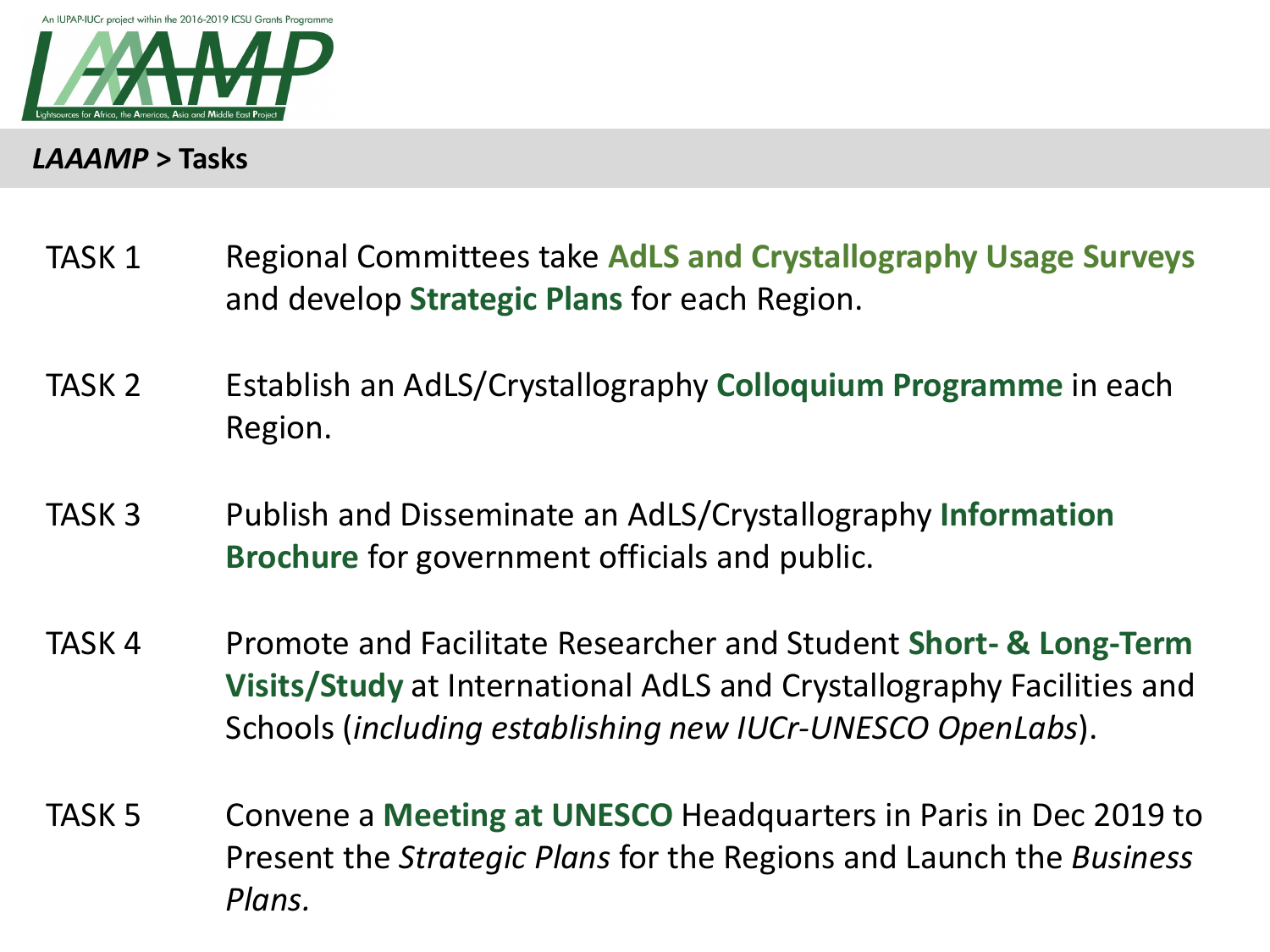An IUPAP-IUCr project within the 2016-2019 ICSU Grants Programme

LAAAMP

Lightsources for Africa, the Americas, Asia and Middle East Project

## *LAAAMP* > Tasks

TASK 1 Regional Committees take **AdLS and Crystallography Usage Surveys** and develop **Strategic Plans** for each Region.

TASK 2 Establish an AdLS/Crystallography **Colloquium Programme** in each Region.

TASK 3 Publish and Disseminate an AdLS/Crystallography **Information Brochure** for government officials and public.

TASK 4 Promote and Facilitate Researcher and Student **Short- & Long-Term Visits/Study** at International AdLS and Crystallography Facilities and Schools (*including establishing new IUCr-UNESCO OpenLabs*).

TASK 5 Convene a **Meeting at UNESCO** Headquarters in Paris in Dec 2019 to Present the *Strategic Plans* for the Regions and Launch the *Business Plans.*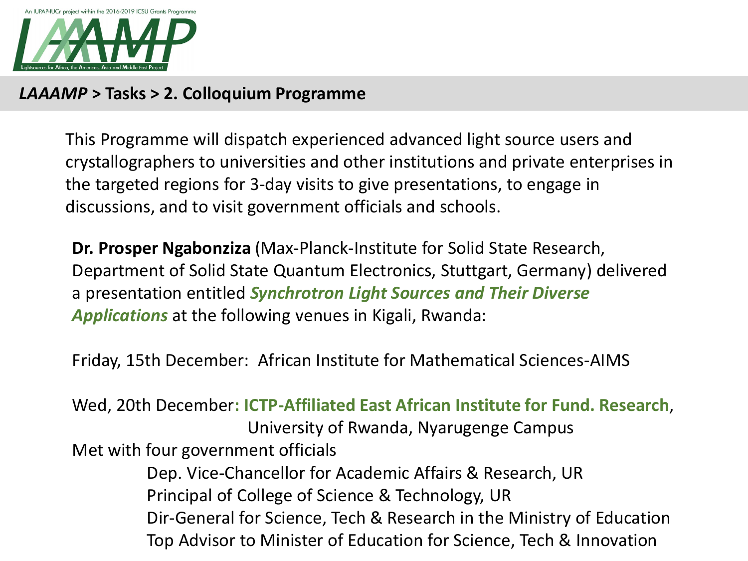An IUPAP-IUCr project within the 2016-2019 ICSU Grants Programme

LAAAMP

Lightsources for Africa, the Americas, Asia and Middle East Project

## *LAAAMP* > Tasks > 2. Colloquium Programme

This Programme will dispatch experienced advanced light source users and crystallographers to universities and other institutions and private enterprises in the targeted regions for 3-day visits to give presentations, to engage in discussions, and to visit government officials and schools.

**Dr. Prosper Ngabonziza** (Max-Planck-Institute for Solid State Research, Department of Solid State Quantum Electronics, Stuttgart, Germany) delivered a presentation entitled ***Synchrotron Light Sources and Their Diverse Applications*** at the following venues in Kigali, Rwanda:

Friday, 15th December: African Institute for Mathematical Sciences-AIMS

Wed, 20th December**: ICTP-Affiliated East African Institute for Fund. Research**, University of Rwanda, Nyarugenge Campus

Met with four government officials

- Dep. Vice-Chancellor for Academic Affairs & Research, UR
- Principal of College of Science & Technology, UR
- Dir-General for Science, Tech & Research in the Ministry of Education
- Top Advisor to Minister of Education for Science, Tech & Innovation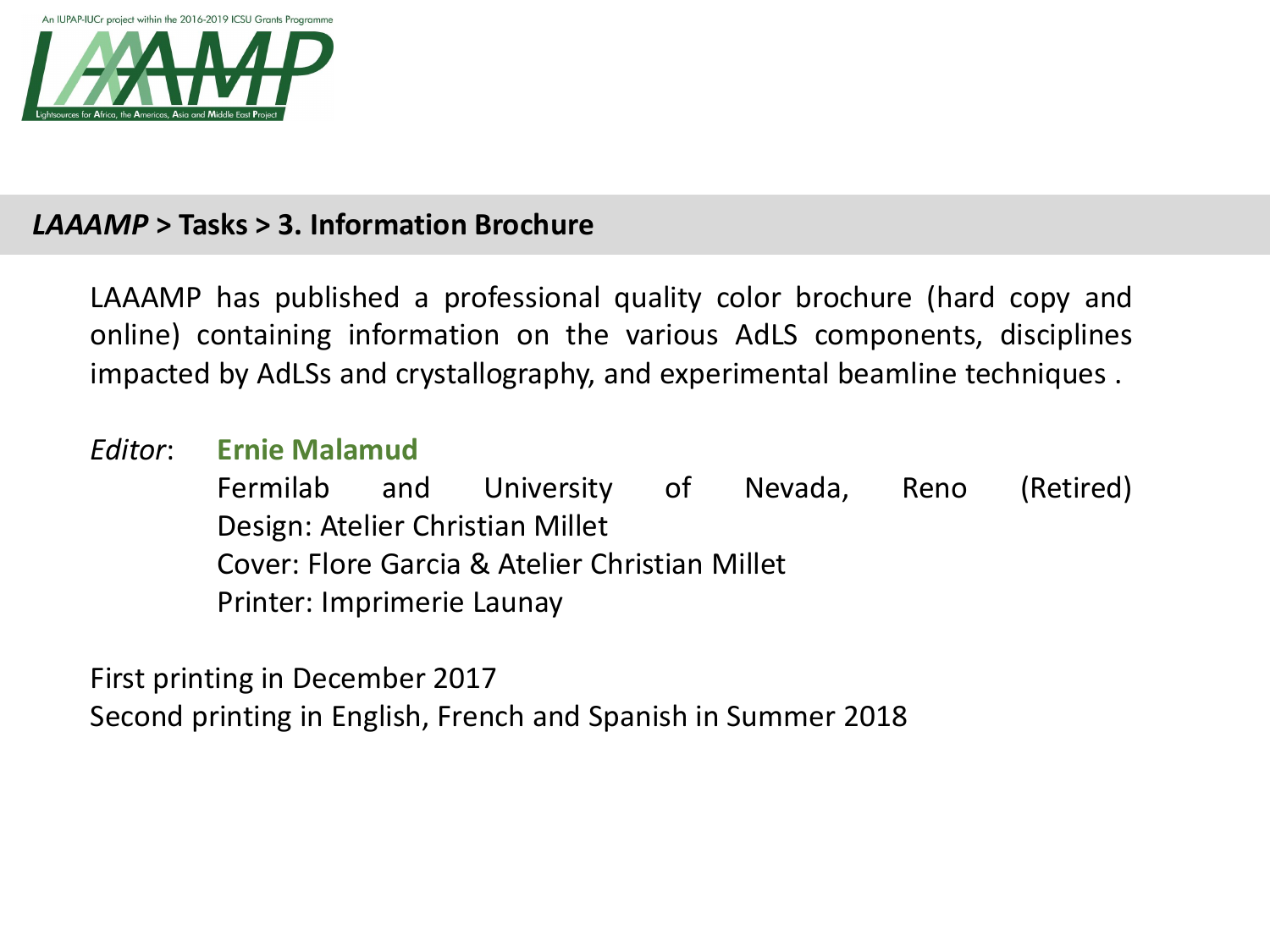## *LAAAMP* > Tasks > 3. Information Brochure

LAAAMP has published a professional quality color brochure (hard copy and online) containing information on the various AdLS components, disciplines impacted by AdLSs and crystallography, and experimental beamline techniques .

*Editor*: **Ernie Malamud**
Fermilab and University of Nevada, Reno (Retired)
Design: Atelier Christian Millet
Cover: Flore Garcia & Atelier Christian Millet
Printer: Imprimerie Launay

First printing in December 2017
Second printing in English, French and Spanish in Summer 2018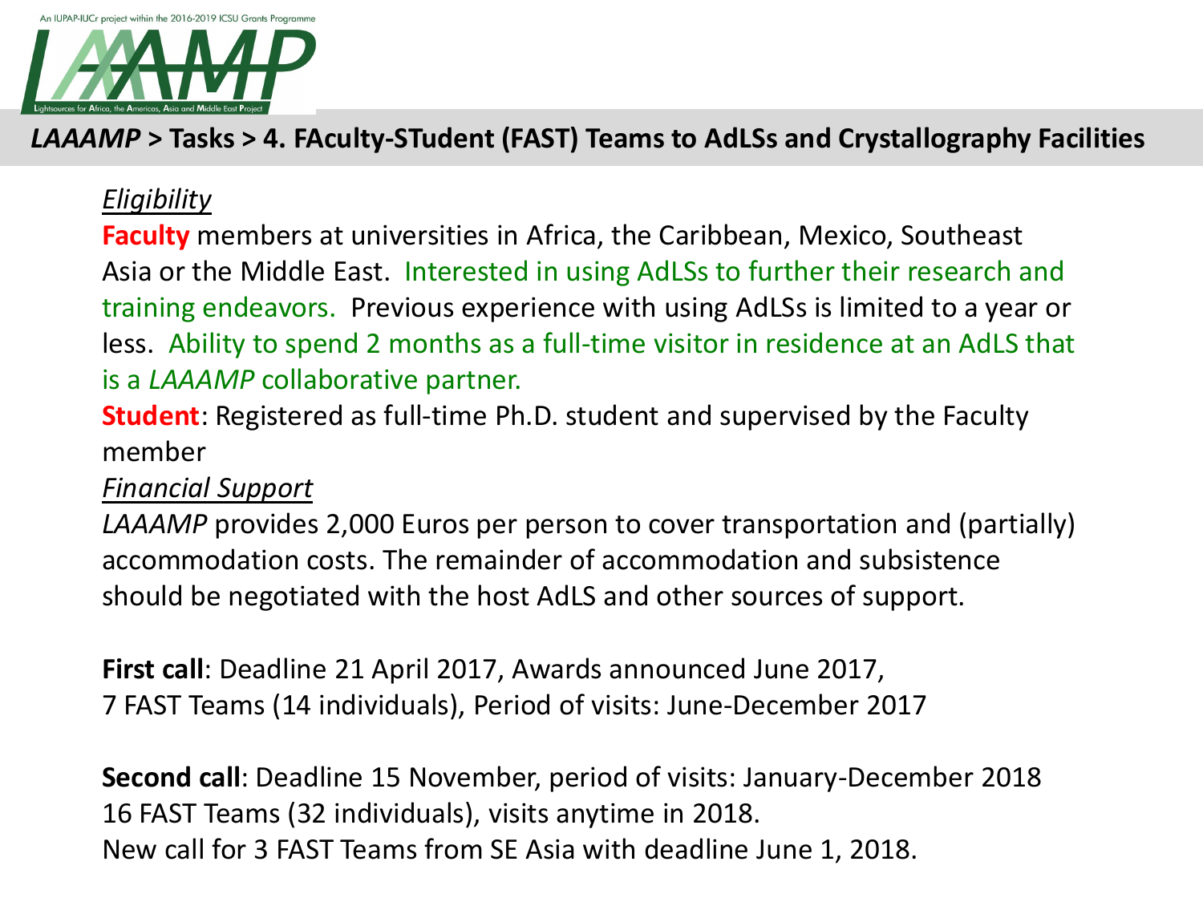An IUPAP-IUCr project within the 2016-2019 ICSU Grants Programme

LAAAMP

Lightsources for Africa, the Americas, Asia and Middle East Project

## *LAAAMP* > Tasks > 4. FAculty-STudent (FAST) Teams to AdLSs and Crystallography Facilities

*Eligibility*

**Faculty** members at universities in Africa, the Caribbean, Mexico, Southeast Asia or the Middle East. Interested in using AdLSs to further their research and training endeavors. Previous experience with using AdLSs is limited to a year or less. Ability to spend 2 months as a full-time visitor in residence at an AdLS that is a *LAAAMP* collaborative partner.

**Student**: Registered as full-time Ph.D. student and supervised by the Faculty member

*Financial Support*

*LAAAMP* provides 2,000 Euros per person to cover transportation and (partially) accommodation costs. The remainder of accommodation and subsistence should be negotiated with the host AdLS and other sources of support.

**First call**: Deadline 21 April 2017, Awards announced June 2017,
7 FAST Teams (14 individuals), Period of visits: June-December 2017

**Second call**: Deadline 15 November, period of visits: January-December 2018
16 FAST Teams (32 individuals), visits anytime in 2018.
New call for 3 FAST Teams from SE Asia with deadline June 1, 2018.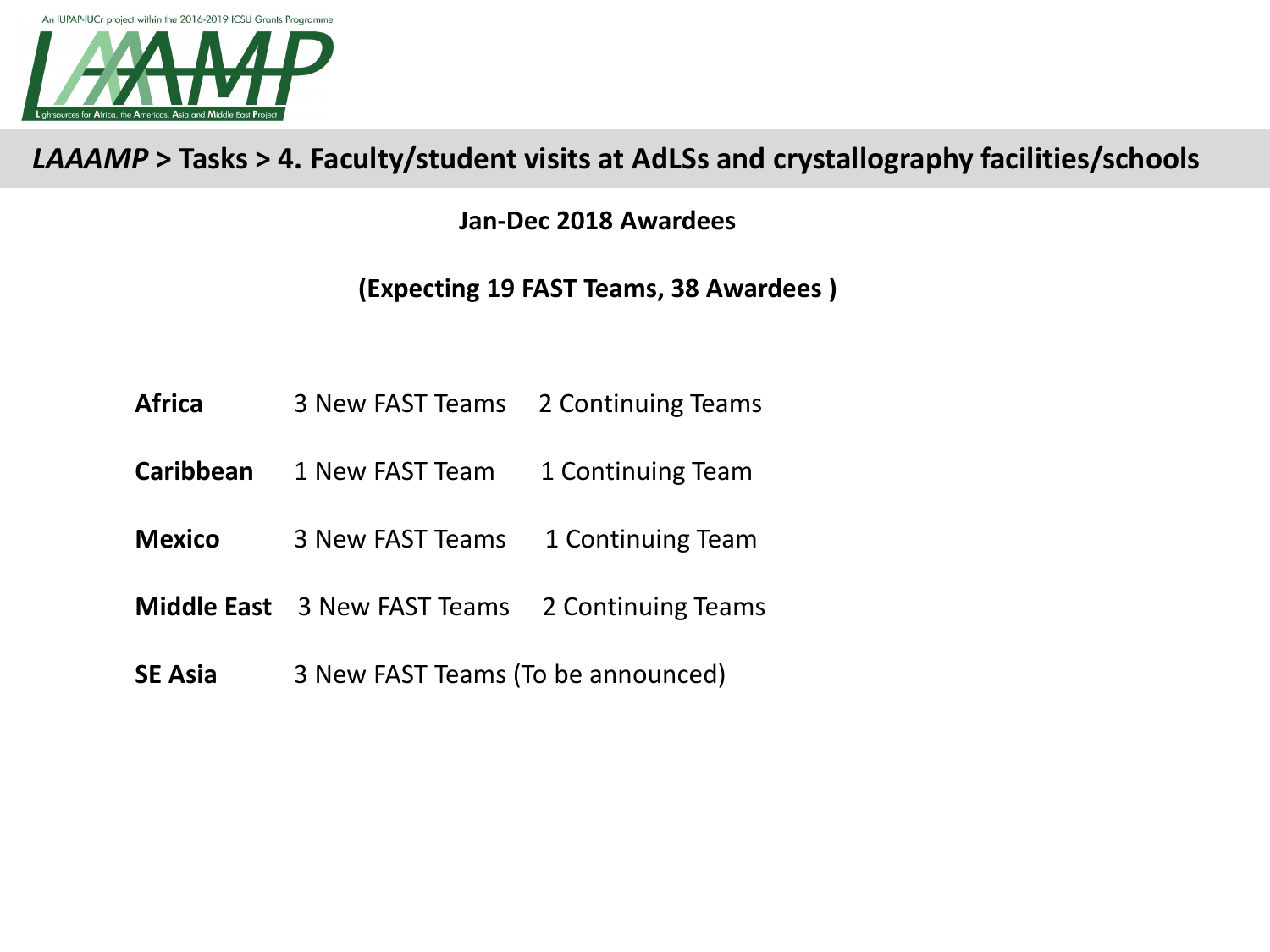## *LAAAMP* > Tasks > 4. Faculty/student visits at AdLSs and crystallography facilities/schools

**Jan-Dec 2018 Awardees**

**(Expecting 19 FAST Teams, 38 Awardees )**

| | | |
|---|---|---|
| **Africa** | 3 New FAST Teams | 2 Continuing Teams |
| **Caribbean** | 1 New FAST Team | 1 Continuing Team |
| **Mexico** | 3 New FAST Teams | 1 Continuing Team |
| **Middle East** | 3 New FAST Teams | 2 Continuing Teams |
| **SE Asia** | 3 New FAST Teams (To be announced) | |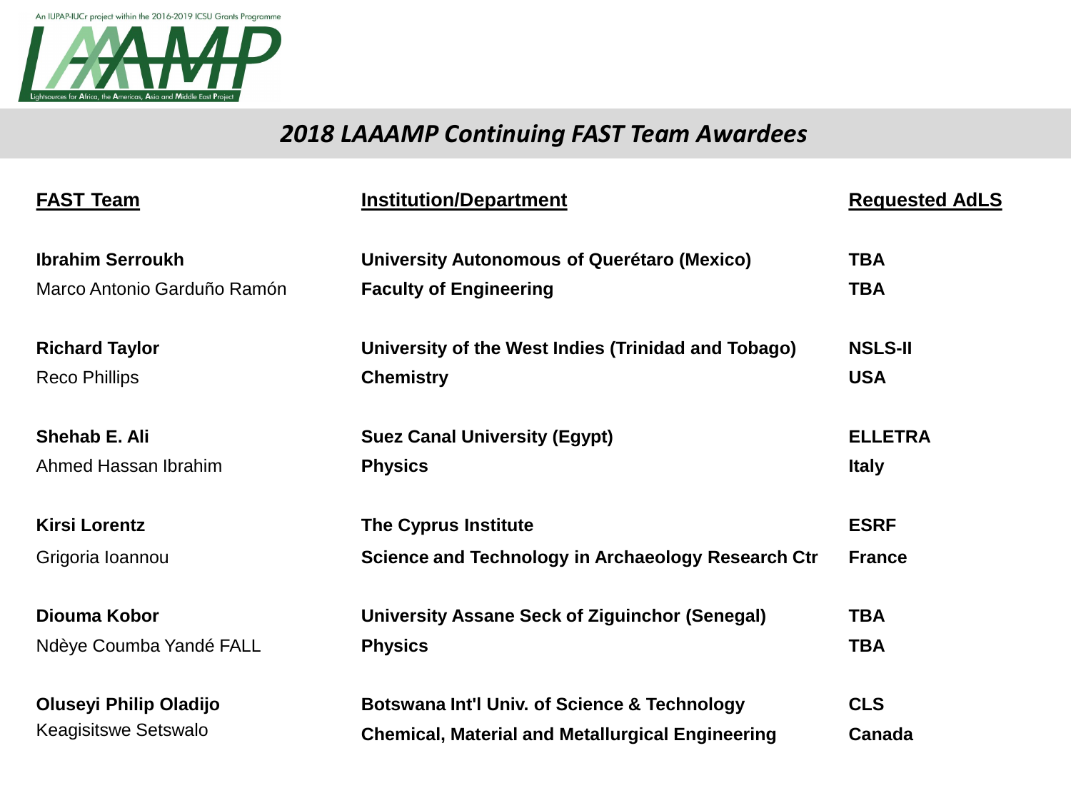An IUPAP-IUCr project within the 2016-2019 ICSU Grants Programme

LAAAMP

Lightsources for Africa, the Americas, Asia and Middle East Project

## *2018 LAAAMP Continuing FAST Team Awardees*

| FAST Team | Institution/Department | Requested AdLS |
|---|---|---|
| **Ibrahim Serroukh** | **University Autonomous of Querétaro (Mexico)** | **TBA** |
| Marco Antonio Garduño Ramón | **Faculty of Engineering** | **TBA** |
| **Richard Taylor** | **University of the West Indies (Trinidad and Tobago)** | **NSLS-II** |
| Reco Phillips | **Chemistry** | **USA** |
| **Shehab E. Ali** | **Suez Canal University (Egypt)** | **ELLETRA** |
| Ahmed Hassan Ibrahim | **Physics** | **Italy** |
| **Kirsi Lorentz** | **The Cyprus Institute** | **ESRF** |
| Grigoria Ioannou | **Science and Technology in Archaeology Research Ctr** | **France** |
| **Diouma Kobor** | **University Assane Seck of Ziguinchor (Senegal)** | **TBA** |
| Ndèye Coumba Yandé FALL | **Physics** | **TBA** |
| **Oluseyi Philip Oladijo** | **Botswana Int'l Univ. of Science & Technology** | **CLS** |
| Keagisitswe Setswalo | **Chemical, Material and Metallurgical Engineering** | **Canada** |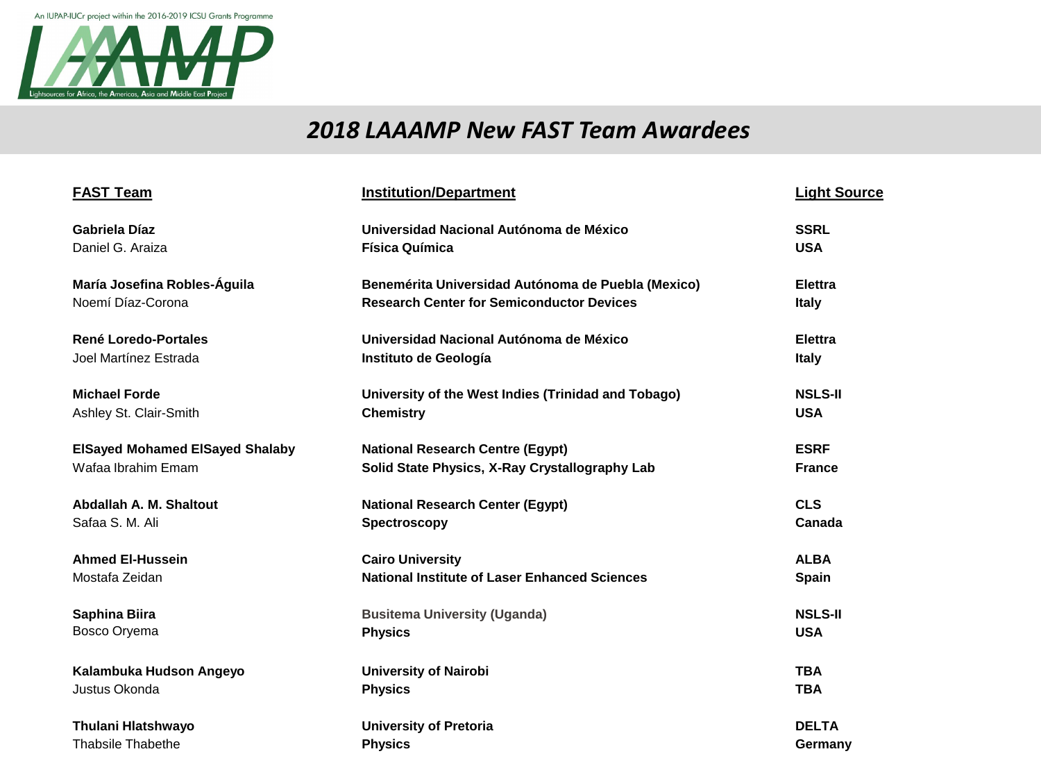An IUPAP-IUCr project within the 2016-2019 ICSU Grants Programme

LAAAMP

Lightsources for Africa, the Americas, Asia and Middle East Project

# *2018 LAAAMP New FAST Team Awardees*

| FAST Team | Institution/Department | Light Source |
|---|---|---|
| **Gabriela Díaz**<br>Daniel G. Araiza | **Universidad Nacional Autónoma de México**<br>**Física Química** | **SSRL**<br>**USA** |
| **María Josefina Robles-Águila**<br>Noemí Díaz-Corona | **Benemérita Universidad Autónoma de Puebla (Mexico)**<br>**Research Center for Semiconductor Devices** | **Elettra**<br>**Italy** |
| **René Loredo-Portales**<br>Joel Martínez Estrada | **Universidad Nacional Autónoma de México**<br>**Instituto de Geología** | **Elettra**<br>**Italy** |
| **Michael Forde**<br>Ashley St. Clair-Smith | **University of the West Indies (Trinidad and Tobago)**<br>**Chemistry** | **NSLS-II**<br>**USA** |
| **ElSayed Mohamed ElSayed Shalaby**<br>Wafaa Ibrahim Emam | **National Research Centre (Egypt)**<br>**Solid State Physics, X-Ray Crystallography Lab** | **ESRF**<br>**France** |
| **Abdallah A. M. Shaltout**<br>Safaa S. M. Ali | **National Research Center (Egypt)**<br>**Spectroscopy** | **CLS**<br>**Canada** |
| **Ahmed El-Hussein**<br>Mostafa Zeidan | **Cairo University**<br>**National Institute of Laser Enhanced Sciences** | **ALBA**<br>**Spain** |
| **Saphina Biira**<br>Bosco Oryema | **Busitema University (Uganda)**<br>**Physics** | **NSLS-II**<br>**USA** |
| **Kalambuka Hudson Angeyo**<br>Justus Okonda | **University of Nairobi**<br>**Physics** | **TBA**<br>**TBA** |
| **Thulani Hlatshwayo**<br>Thabsile Thabethe | **University of Pretoria**<br>**Physics** | **DELTA**<br>**Germany** |